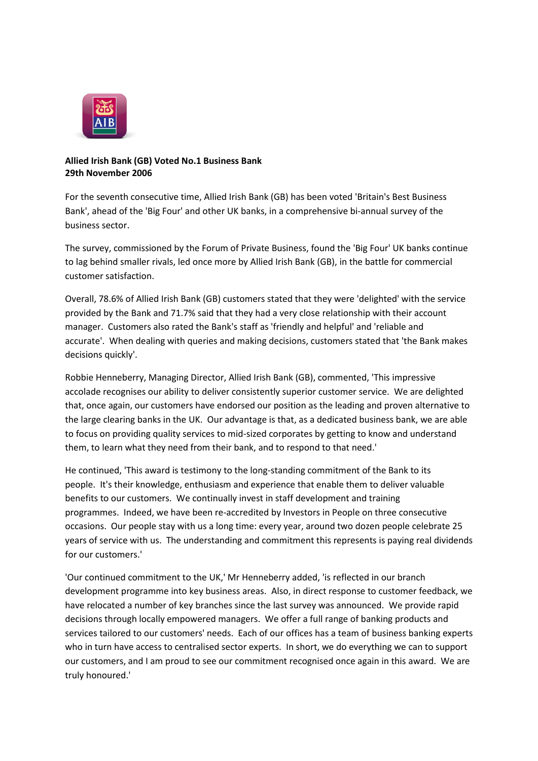**Allied Irish Bank (GB) Voted No.1 Business Bank**
**29th November 2006**

For the seventh consecutive time, Allied Irish Bank (GB) has been voted 'Britain's Best Business Bank', ahead of the 'Big Four' and other UK banks, in a comprehensive bi-annual survey of the business sector.

The survey, commissioned by the Forum of Private Business, found the 'Big Four' UK banks continue to lag behind smaller rivals, led once more by Allied Irish Bank (GB), in the battle for commercial customer satisfaction.

Overall, 78.6% of Allied Irish Bank (GB) customers stated that they were 'delighted' with the service provided by the Bank and 71.7% said that they had a very close relationship with their account manager. Customers also rated the Bank's staff as 'friendly and helpful' and 'reliable and accurate'. When dealing with queries and making decisions, customers stated that 'the Bank makes decisions quickly'.

Robbie Henneberry, Managing Director, Allied Irish Bank (GB), commented, 'This impressive accolade recognises our ability to deliver consistently superior customer service. We are delighted that, once again, our customers have endorsed our position as the leading and proven alternative to the large clearing banks in the UK. Our advantage is that, as a dedicated business bank, we are able to focus on providing quality services to mid-sized corporates by getting to know and understand them, to learn what they need from their bank, and to respond to that need.'

He continued, 'This award is testimony to the long-standing commitment of the Bank to its people. It's their knowledge, enthusiasm and experience that enable them to deliver valuable benefits to our customers. We continually invest in staff development and training programmes. Indeed, we have been re-accredited by Investors in People on three consecutive occasions. Our people stay with us a long time: every year, around two dozen people celebrate 25 years of service with us. The understanding and commitment this represents is paying real dividends for our customers.'

'Our continued commitment to the UK,' Mr Henneberry added, 'is reflected in our branch development programme into key business areas. Also, in direct response to customer feedback, we have relocated a number of key branches since the last survey was announced. We provide rapid decisions through locally empowered managers. We offer a full range of banking products and services tailored to our customers' needs. Each of our offices has a team of business banking experts who in turn have access to centralised sector experts. In short, we do everything we can to support our customers, and I am proud to see our commitment recognised once again in this award. We are truly honoured.'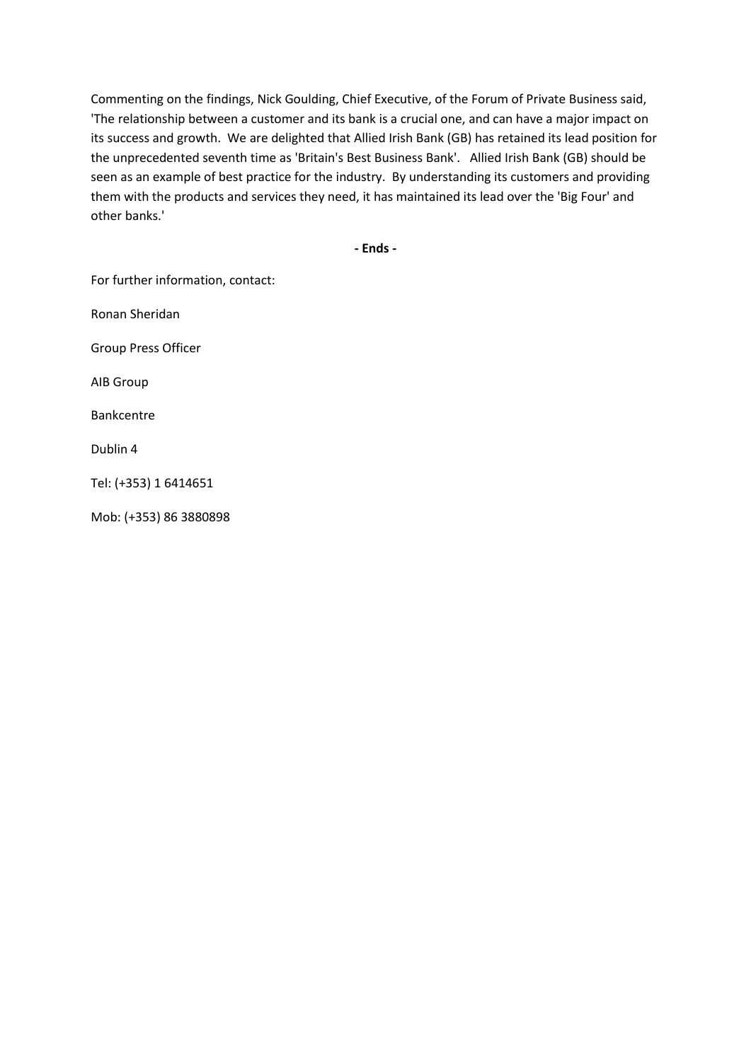Commenting on the findings, Nick Goulding, Chief Executive, of the Forum of Private Business said, 'The relationship between a customer and its bank is a crucial one, and can have a major impact on its success and growth. We are delighted that Allied Irish Bank (GB) has retained its lead position for the unprecedented seventh time as 'Britain's Best Business Bank'. Allied Irish Bank (GB) should be seen as an example of best practice for the industry. By understanding its customers and providing them with the products and services they need, it has maintained its lead over the 'Big Four' and other banks.'

**- Ends -**

For further information, contact:

Ronan Sheridan

Group Press Officer

AIB Group

Bankcentre

Dublin 4

Tel: (+353) 1 6414651

Mob: (+353) 86 3880898